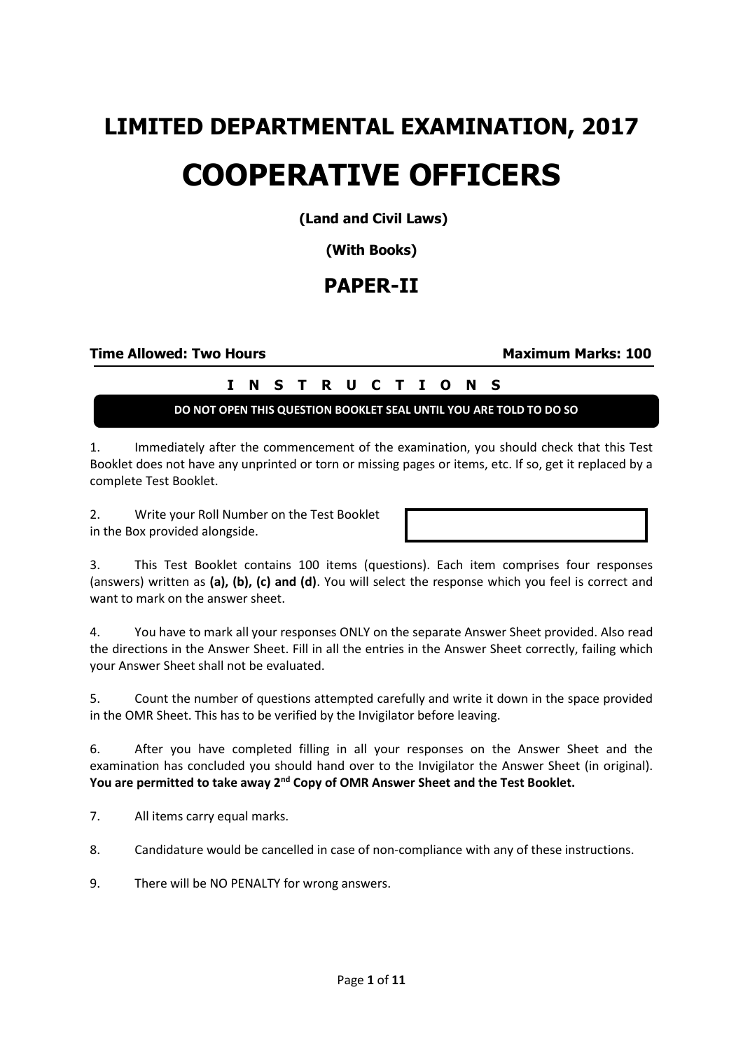# LIMITED DEPARTMENTAL EXAMINATION, 2017

# COOPERATIVE OFFICERS

**(Land and Civil Laws)**

**(With Books)**

## PAPER-II

**Time Allowed: Two Hours** | **Maximum Marks: 100**

**I N S T R U C T I O N S**

**DO NOT OPEN THIS QUESTION BOOKLET SEAL UNTIL YOU ARE TOLD TO DO SO**

1. Immediately after the commencement of the examination, you should check that this Test Booklet does not have any unprinted or torn or missing pages or items, etc. If so, get it replaced by a complete Test Booklet.

2. Write your Roll Number on the Test Booklet in the Box provided alongside.

3. This Test Booklet contains 100 items (questions). Each item comprises four responses (answers) written as **(a), (b), (c) and (d)**. You will select the response which you feel is correct and want to mark on the answer sheet.

4. You have to mark all your responses ONLY on the separate Answer Sheet provided. Also read the directions in the Answer Sheet. Fill in all the entries in the Answer Sheet correctly, failing which your Answer Sheet shall not be evaluated.

5. Count the number of questions attempted carefully and write it down in the space provided in the OMR Sheet. This has to be verified by the Invigilator before leaving.

6. After you have completed filling in all your responses on the Answer Sheet and the examination has concluded you should hand over to the Invigilator the Answer Sheet (in original). **You are permitted to take away 2nd Copy of OMR Answer Sheet and the Test Booklet.**

7. All items carry equal marks.

8. Candidature would be cancelled in case of non-compliance with any of these instructions.

9. There will be NO PENALTY for wrong answers.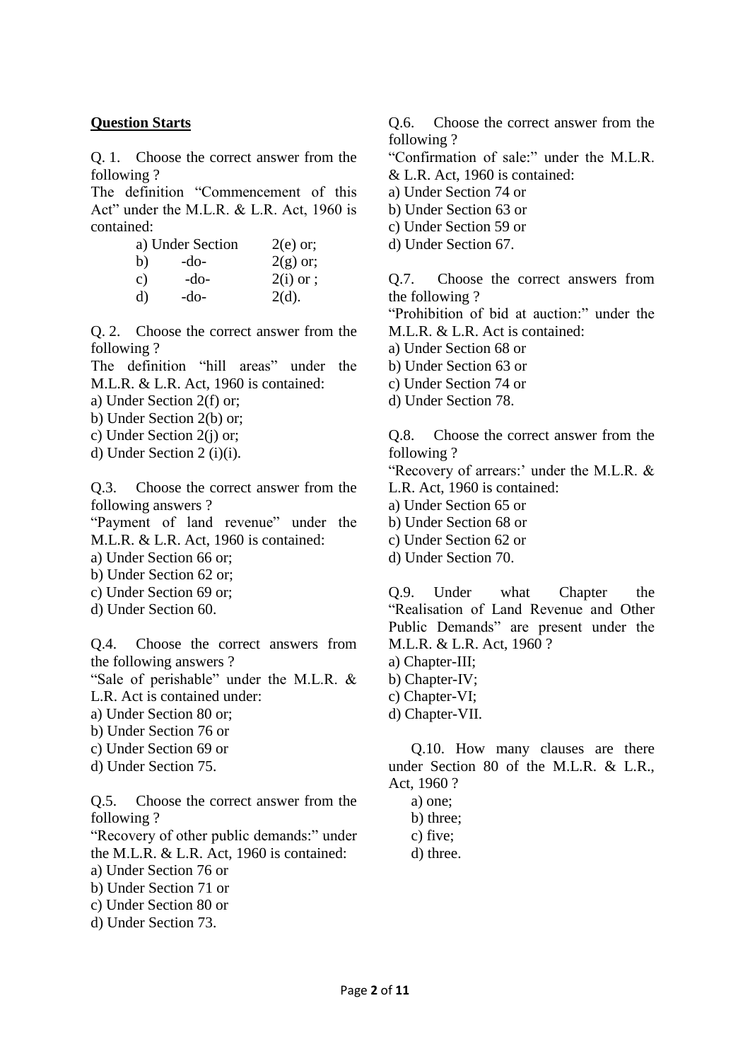**Question Starts**

Q. 1. Choose the correct answer from the following ?

The definition "Commencement of this Act" under the M.L.R. & L.R. Act, 1960 is contained:

a) Under Section 2(e) or;
b) -do- 2(g) or;
c) -do- 2(i) or ;
d) -do- 2(d).

Q. 2. Choose the correct answer from the following ?

The definition "hill areas" under the M.L.R. & L.R. Act, 1960 is contained:

a) Under Section 2(f) or;
b) Under Section 2(b) or;
c) Under Section 2(j) or;
d) Under Section 2 (i)(i).

Q.3. Choose the correct answer from the following answers ?

"Payment of land revenue" under the M.L.R. & L.R. Act, 1960 is contained:

a) Under Section 66 or;
b) Under Section 62 or;
c) Under Section 69 or;
d) Under Section 60.

Q.4. Choose the correct answers from the following answers ?

"Sale of perishable" under the M.L.R. & L.R. Act is contained under:

a) Under Section 80 or;
b) Under Section 76 or
c) Under Section 69 or
d) Under Section 75.

Q.5. Choose the correct answer from the following ?

"Recovery of other public demands:" under the M.L.R. & L.R. Act, 1960 is contained:

a) Under Section 76 or
b) Under Section 71 or
c) Under Section 80 or
d) Under Section 73.

Q.6. Choose the correct answer from the following ?

"Confirmation of sale:" under the M.L.R. & L.R. Act, 1960 is contained:

a) Under Section 74 or
b) Under Section 63 or
c) Under Section 59 or
d) Under Section 67.

Q.7. Choose the correct answers from the following ?

"Prohibition of bid at auction:" under the M.L.R. & L.R. Act is contained:

a) Under Section 68 or
b) Under Section 63 or
c) Under Section 74 or
d) Under Section 78.

Q.8. Choose the correct answer from the following ?

"Recovery of arrears:' under the M.L.R. & L.R. Act, 1960 is contained:

a) Under Section 65 or
b) Under Section 68 or
c) Under Section 62 or
d) Under Section 70.

Q.9. Under what Chapter the "Realisation of Land Revenue and Other Public Demands" are present under the M.L.R. & L.R. Act, 1960 ?

a) Chapter-III;
b) Chapter-IV;
c) Chapter-VI;
d) Chapter-VII.

Q.10. How many clauses are there under Section 80 of the M.L.R. & L.R., Act, 1960 ?

a) one;
b) three;
c) five;
d) three.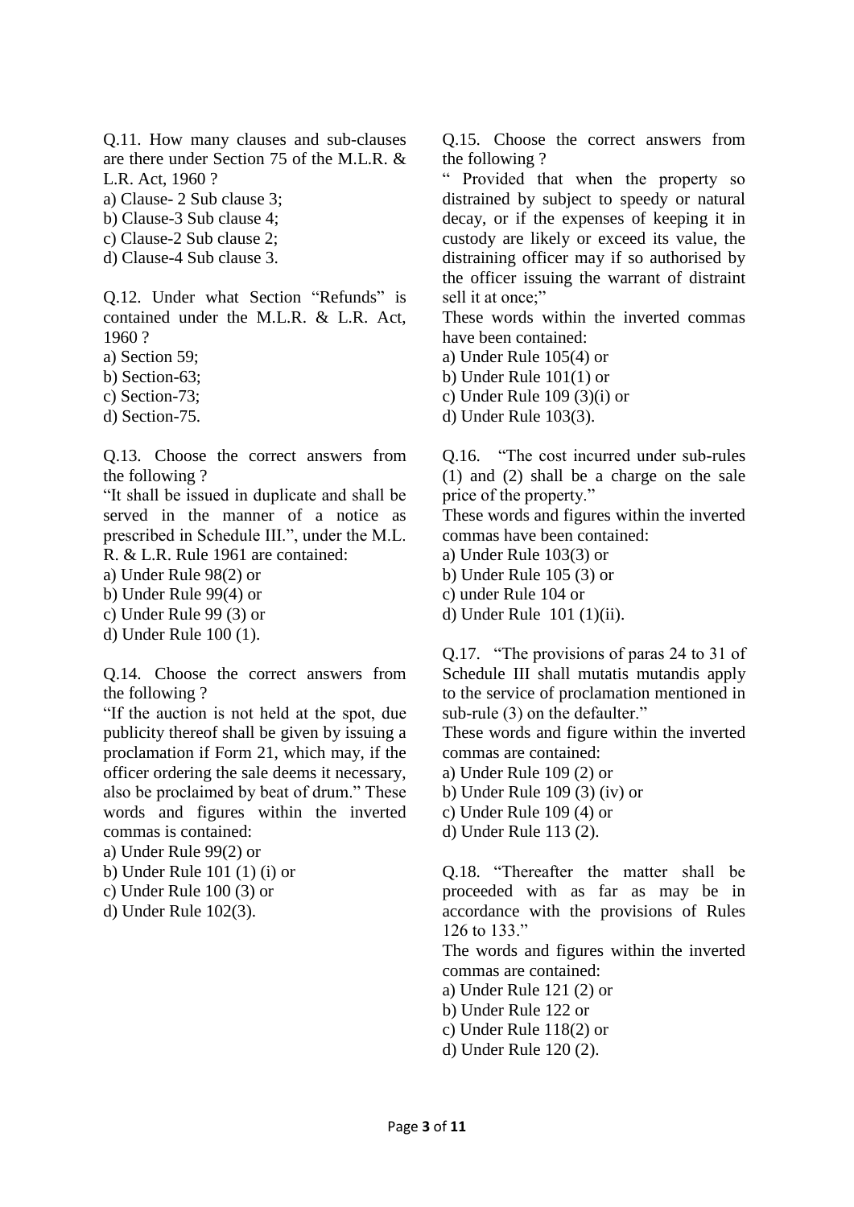Q.11. How many clauses and sub-clauses are there under Section 75 of the M.L.R. & L.R. Act, 1960 ?

a) Clause- 2 Sub clause 3;
b) Clause-3 Sub clause 4;
c) Clause-2 Sub clause 2;
d) Clause-4 Sub clause 3.

Q.12. Under what Section "Refunds" is contained under the M.L.R. & L.R. Act, 1960 ?

a) Section 59;
b) Section-63;
c) Section-73;
d) Section-75.

Q.13. Choose the correct answers from the following ?

"It shall be issued in duplicate and shall be served in the manner of a notice as prescribed in Schedule III.", under the M.L. R. & L.R. Rule 1961 are contained:

a) Under Rule 98(2) or
b) Under Rule 99(4) or
c) Under Rule 99 (3) or
d) Under Rule 100 (1).

Q.14. Choose the correct answers from the following ?

"If the auction is not held at the spot, due publicity thereof shall be given by issuing a proclamation if Form 21, which may, if the officer ordering the sale deems it necessary, also be proclaimed by beat of drum." These words and figures within the inverted commas is contained:

a) Under Rule 99(2) or
b) Under Rule 101 (1) (i) or
c) Under Rule 100 (3) or
d) Under Rule 102(3).

Q.15. Choose the correct answers from the following ?

" Provided that when the property so distrained by subject to speedy or natural decay, or if the expenses of keeping it in custody are likely or exceed its value, the distraining officer may if so authorised by the officer issuing the warrant of distraint sell it at once;"

These words within the inverted commas have been contained:

a) Under Rule 105(4) or
b) Under Rule 101(1) or
c) Under Rule 109 (3)(i) or
d) Under Rule 103(3).

Q.16. "The cost incurred under sub-rules (1) and (2) shall be a charge on the sale price of the property."

These words and figures within the inverted commas have been contained:

a) Under Rule 103(3) or
b) Under Rule 105 (3) or
c) under Rule 104 or
d) Under Rule 101 (1)(ii).

Q.17. "The provisions of paras 24 to 31 of Schedule III shall mutatis mutandis apply to the service of proclamation mentioned in sub-rule (3) on the defaulter."

These words and figure within the inverted commas are contained:

a) Under Rule 109 (2) or
b) Under Rule 109 (3) (iv) or
c) Under Rule 109 (4) or
d) Under Rule 113 (2).

Q.18. "Thereafter the matter shall be proceeded with as far as may be in accordance with the provisions of Rules 126 to 133."

The words and figures within the inverted commas are contained:

a) Under Rule 121 (2) or
b) Under Rule 122 or
c) Under Rule 118(2) or
d) Under Rule 120 (2).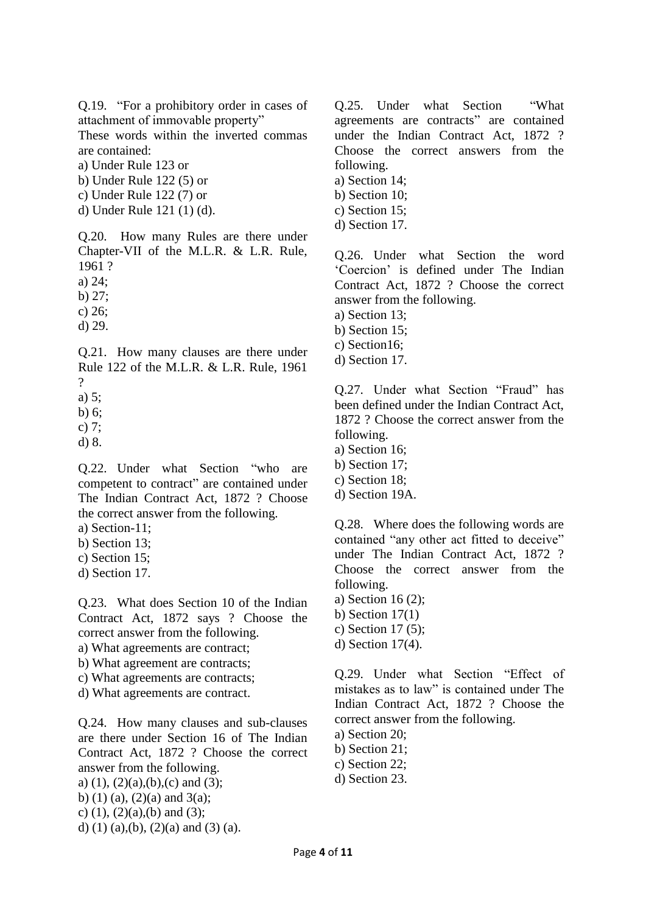Q.19. "For a prohibitory order in cases of attachment of immovable property"
These words within the inverted commas are contained:
a) Under Rule 123 or
b) Under Rule 122 (5) or
c) Under Rule 122 (7) or
d) Under Rule 121 (1) (d).

Q.20. How many Rules are there under Chapter-VII of the M.L.R. & L.R. Rule, 1961 ?
a) 24;
b) 27;
c) 26;
d) 29.

Q.21. How many clauses are there under Rule 122 of the M.L.R. & L.R. Rule, 1961 ?
a) 5;
b) 6;
c) 7;
d) 8.

Q.22. Under what Section "who are competent to contract" are contained under The Indian Contract Act, 1872 ? Choose the correct answer from the following.
a) Section-11;
b) Section 13;
c) Section 15;
d) Section 17.

Q.23. What does Section 10 of the Indian Contract Act, 1872 says ? Choose the correct answer from the following.
a) What agreements are contract;
b) What agreement are contracts;
c) What agreements are contracts;
d) What agreements are contract.

Q.24. How many clauses and sub-clauses are there under Section 16 of The Indian Contract Act, 1872 ? Choose the correct answer from the following.
a) (1), (2)(a),(b),(c) and (3);
b) (1) (a), (2)(a) and 3(a);
c) (1), (2)(a),(b) and (3);
d) (1) (a),(b), (2)(a) and (3) (a).

Q.25. Under what Section "What agreements are contracts" are contained under the Indian Contract Act, 1872 ? Choose the correct answers from the following.
a) Section 14;
b) Section 10;
c) Section 15;
d) Section 17.

Q.26. Under what Section the word 'Coercion' is defined under The Indian Contract Act, 1872 ? Choose the correct answer from the following.
a) Section 13;
b) Section 15;
c) Section16;
d) Section 17.

Q.27. Under what Section "Fraud" has been defined under the Indian Contract Act, 1872 ? Choose the correct answer from the following.
a) Section 16;
b) Section 17;
c) Section 18;
d) Section 19A.

Q.28. Where does the following words are contained "any other act fitted to deceive" under The Indian Contract Act, 1872 ? Choose the correct answer from the following.
a) Section 16 (2);
b) Section 17(1)
c) Section 17 (5);
d) Section 17(4).

Q.29. Under what Section "Effect of mistakes as to law" is contained under The Indian Contract Act, 1872 ? Choose the correct answer from the following.
a) Section 20;
b) Section 21;
c) Section 22;
d) Section 23.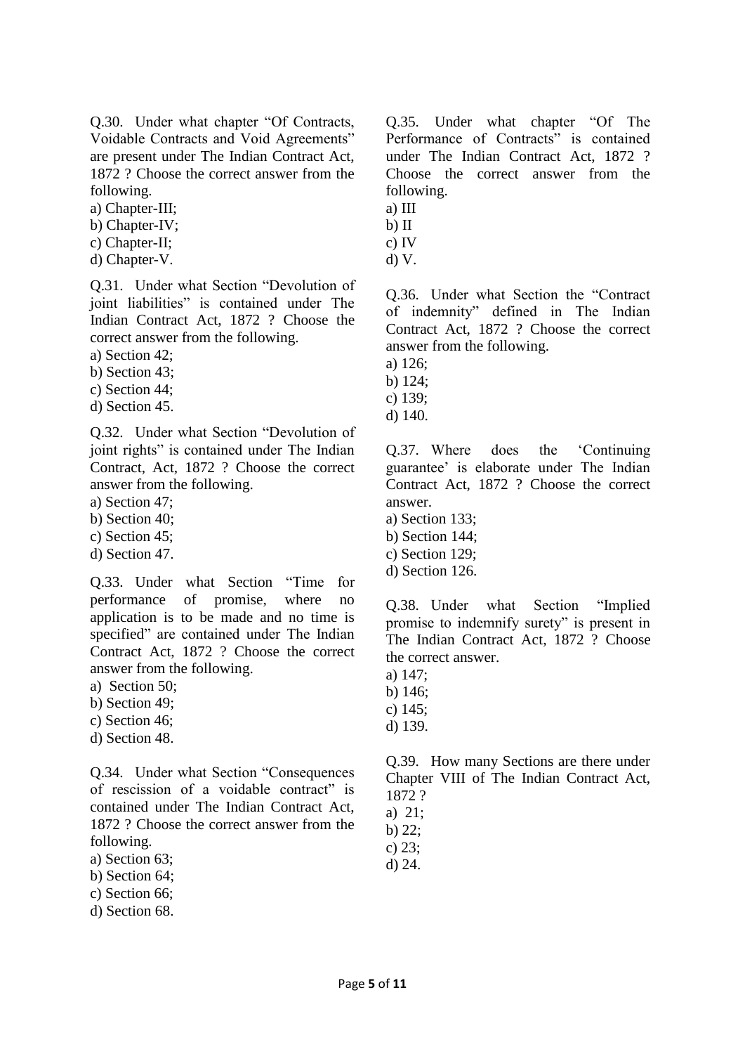Q.30. Under what chapter "Of Contracts, Voidable Contracts and Void Agreements" are present under The Indian Contract Act, 1872 ? Choose the correct answer from the following.

a) Chapter-III;
b) Chapter-IV;
c) Chapter-II;
d) Chapter-V.

Q.31. Under what Section "Devolution of joint liabilities" is contained under The Indian Contract Act, 1872 ? Choose the correct answer from the following.

a) Section 42;
b) Section 43;
c) Section 44;
d) Section 45.

Q.32. Under what Section "Devolution of joint rights" is contained under The Indian Contract, Act, 1872 ? Choose the correct answer from the following.

a) Section 47;
b) Section 40;
c) Section 45;
d) Section 47.

Q.33. Under what Section "Time for performance of promise, where no application is to be made and no time is specified" are contained under The Indian Contract Act, 1872 ? Choose the correct answer from the following.

a) Section 50;
b) Section 49;
c) Section 46;
d) Section 48.

Q.34. Under what Section "Consequences of rescission of a voidable contract" is contained under The Indian Contract Act, 1872 ? Choose the correct answer from the following.

a) Section 63;
b) Section 64;
c) Section 66;
d) Section 68.

Q.35. Under what chapter "Of The Performance of Contracts" is contained under The Indian Contract Act, 1872 ? Choose the correct answer from the following.

a) III
b) II
c) IV
d) V.

Q.36. Under what Section the "Contract of indemnity" defined in The Indian Contract Act, 1872 ? Choose the correct answer from the following.

a) 126;
b) 124;
c) 139;
d) 140.

Q.37. Where does the 'Continuing guarantee' is elaborate under The Indian Contract Act, 1872 ? Choose the correct answer.

a) Section 133;
b) Section 144;
c) Section 129;
d) Section 126.

Q.38. Under what Section "Implied promise to indemnify surety" is present in The Indian Contract Act, 1872 ? Choose the correct answer.

a) 147;
b) 146;
c) 145;
d) 139.

Q.39. How many Sections are there under Chapter VIII of The Indian Contract Act, 1872 ?

a) 21;
b) 22;
c) 23;
d) 24.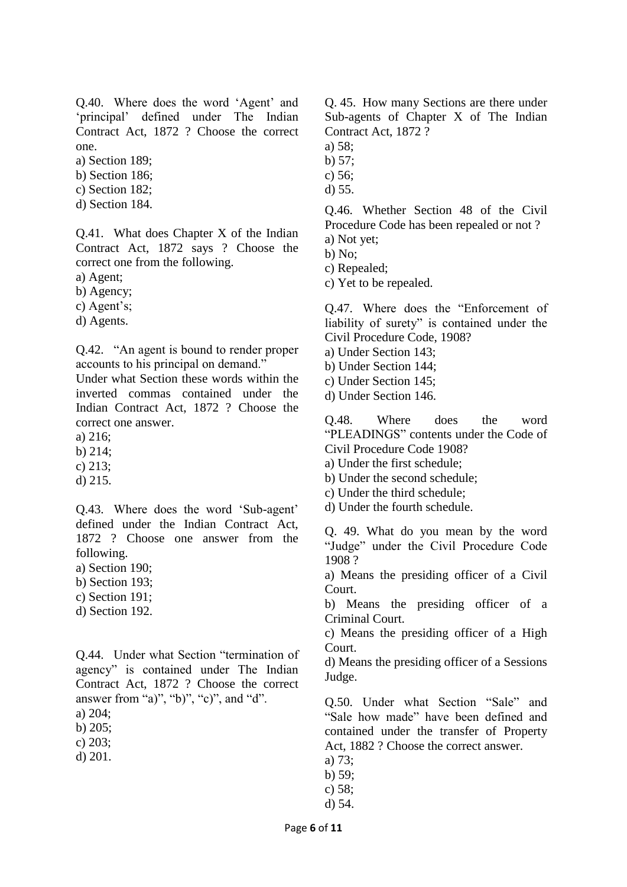Q.40. Where does the word ‘Agent’ and ‘principal’ defined under The Indian Contract Act, 1872 ? Choose the correct one.

a) Section 189;
b) Section 186;
c) Section 182;
d) Section 184.

Q.41. What does Chapter X of the Indian Contract Act, 1872 says ? Choose the correct one from the following.

a) Agent;
b) Agency;
c) Agent’s;
d) Agents.

Q.42. “An agent is bound to render proper accounts to his principal on demand.”
Under what Section these words within the inverted commas contained under the Indian Contract Act, 1872 ? Choose the correct one answer.

a) 216;
b) 214;
c) 213;
d) 215.

Q.43. Where does the word ‘Sub-agent’ defined under the Indian Contract Act, 1872 ? Choose one answer from the following.

a) Section 190;
b) Section 193;
c) Section 191;
d) Section 192.

Q.44. Under what Section “termination of agency” is contained under The Indian Contract Act, 1872 ? Choose the correct answer from “a)”, “b)”, “c)”, and “d”.

a) 204;
b) 205;
c) 203;
d) 201.

Q. 45. How many Sections are there under Sub-agents of Chapter X of The Indian Contract Act, 1872 ?

a) 58;
b) 57;
c) 56;
d) 55.

Q.46. Whether Section 48 of the Civil Procedure Code has been repealed or not ?

a) Not yet;
b) No;
c) Repealed;
c) Yet to be repealed.

Q.47. Where does the “Enforcement of liability of surety” is contained under the Civil Procedure Code, 1908?

a) Under Section 143;
b) Under Section 144;
c) Under Section 145;
d) Under Section 146.

Q.48. Where does the word “PLEADINGS” contents under the Code of Civil Procedure Code 1908?

a) Under the first schedule;
b) Under the second schedule;
c) Under the third schedule;
d) Under the fourth schedule.

Q. 49. What do you mean by the word “Judge” under the Civil Procedure Code 1908 ?

a) Means the presiding officer of a Civil Court.
b) Means the presiding officer of a Criminal Court.
c) Means the presiding officer of a High Court.
d) Means the presiding officer of a Sessions Judge.

Q.50. Under what Section “Sale” and “Sale how made” have been defined and contained under the transfer of Property Act, 1882 ? Choose the correct answer.

a) 73;
b) 59;
c) 58;
d) 54.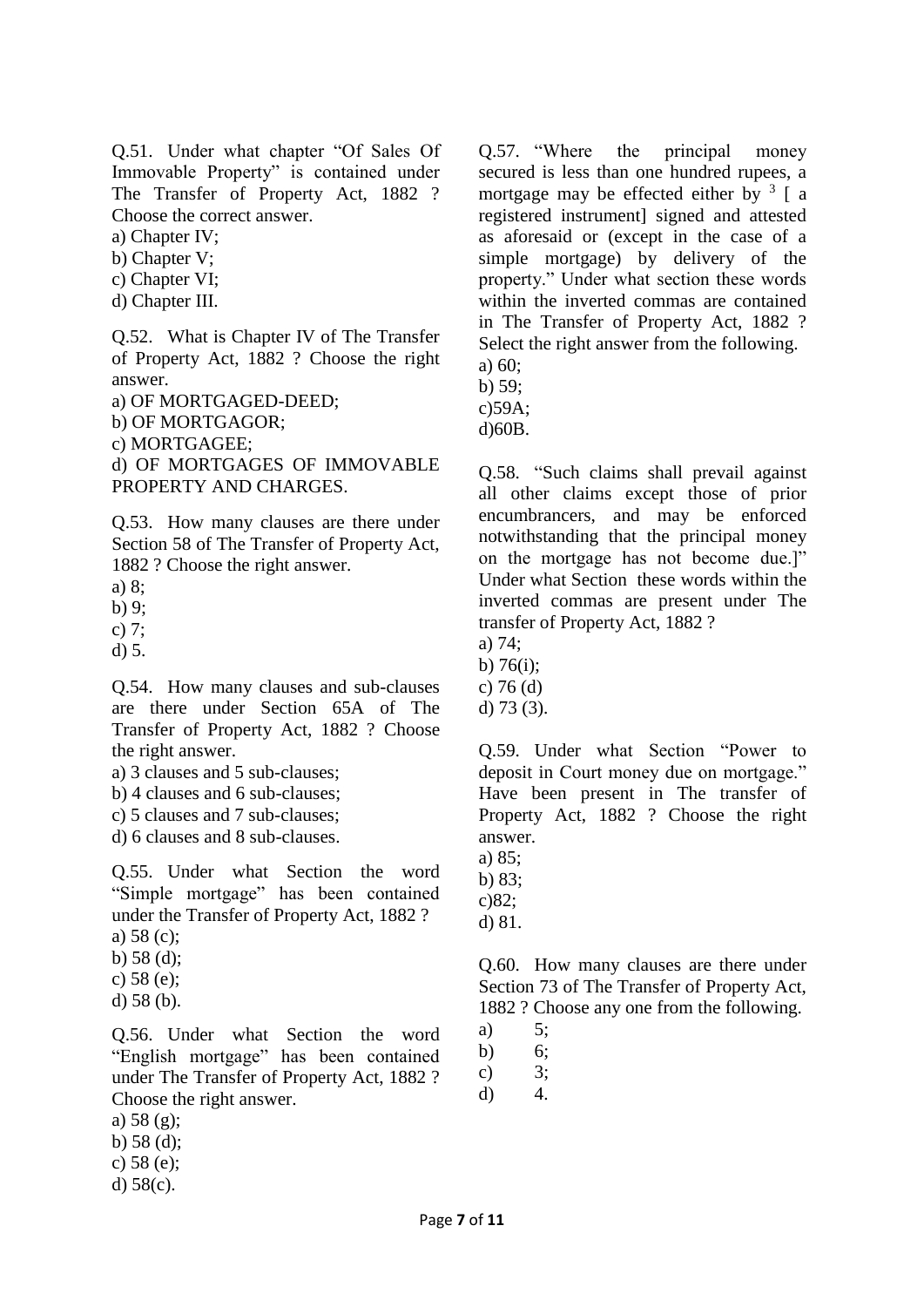Q.51. Under what chapter "Of Sales Of Immovable Property" is contained under The Transfer of Property Act, 1882 ? Choose the correct answer.

a) Chapter IV;
b) Chapter V;
c) Chapter VI;
d) Chapter III.

Q.52. What is Chapter IV of The Transfer of Property Act, 1882 ? Choose the right answer.

a) OF MORTGAGED-DEED;
b) OF MORTGAGOR;
c) MORTGAGEE;
d) OF MORTGAGES OF IMMOVABLE PROPERTY AND CHARGES.

Q.53. How many clauses are there under Section 58 of The Transfer of Property Act, 1882 ? Choose the right answer.

a) 8;
b) 9;
c) 7;
d) 5.

Q.54. How many clauses and sub-clauses are there under Section 65A of The Transfer of Property Act, 1882 ? Choose the right answer.

a) 3 clauses and 5 sub-clauses;
b) 4 clauses and 6 sub-clauses;
c) 5 clauses and 7 sub-clauses;
d) 6 clauses and 8 sub-clauses.

Q.55. Under what Section the word "Simple mortgage" has been contained under the Transfer of Property Act, 1882 ?

a) 58 (c);
b) 58 (d);
c) 58 (e);
d) 58 (b).

Q.56. Under what Section the word "English mortgage" has been contained under The Transfer of Property Act, 1882 ? Choose the right answer.

a) 58 (g);
b) 58 (d);
c) 58 (e);
d) 58(c).

Q.57. "Where the principal money secured is less than one hundred rupees, a mortgage may be effected either by [3] [ a registered instrument] signed and attested as aforesaid or (except in the case of a simple mortgage) by delivery of the property." Under what section these words within the inverted commas are contained in The Transfer of Property Act, 1882 ? Select the right answer from the following.

a) 60;
b) 59;
c)59A;
d)60B.

Q.58. "Such claims shall prevail against all other claims except those of prior encumbrancers, and may be enforced notwithstanding that the principal money on the mortgage has not become due.]" Under what Section these words within the inverted commas are present under The transfer of Property Act, 1882 ?

a) 74;
b) 76(i);
c) 76 (d)
d) 73 (3).

Q.59. Under what Section "Power to deposit in Court money due on mortgage." Have been present in The transfer of Property Act, 1882 ? Choose the right answer.

a) 85;
b) 83;
c)82;
d) 81.

Q.60. How many clauses are there under Section 73 of The Transfer of Property Act, 1882 ? Choose any one from the following.

a) 5;
b) 6;
c) 3;
d) 4.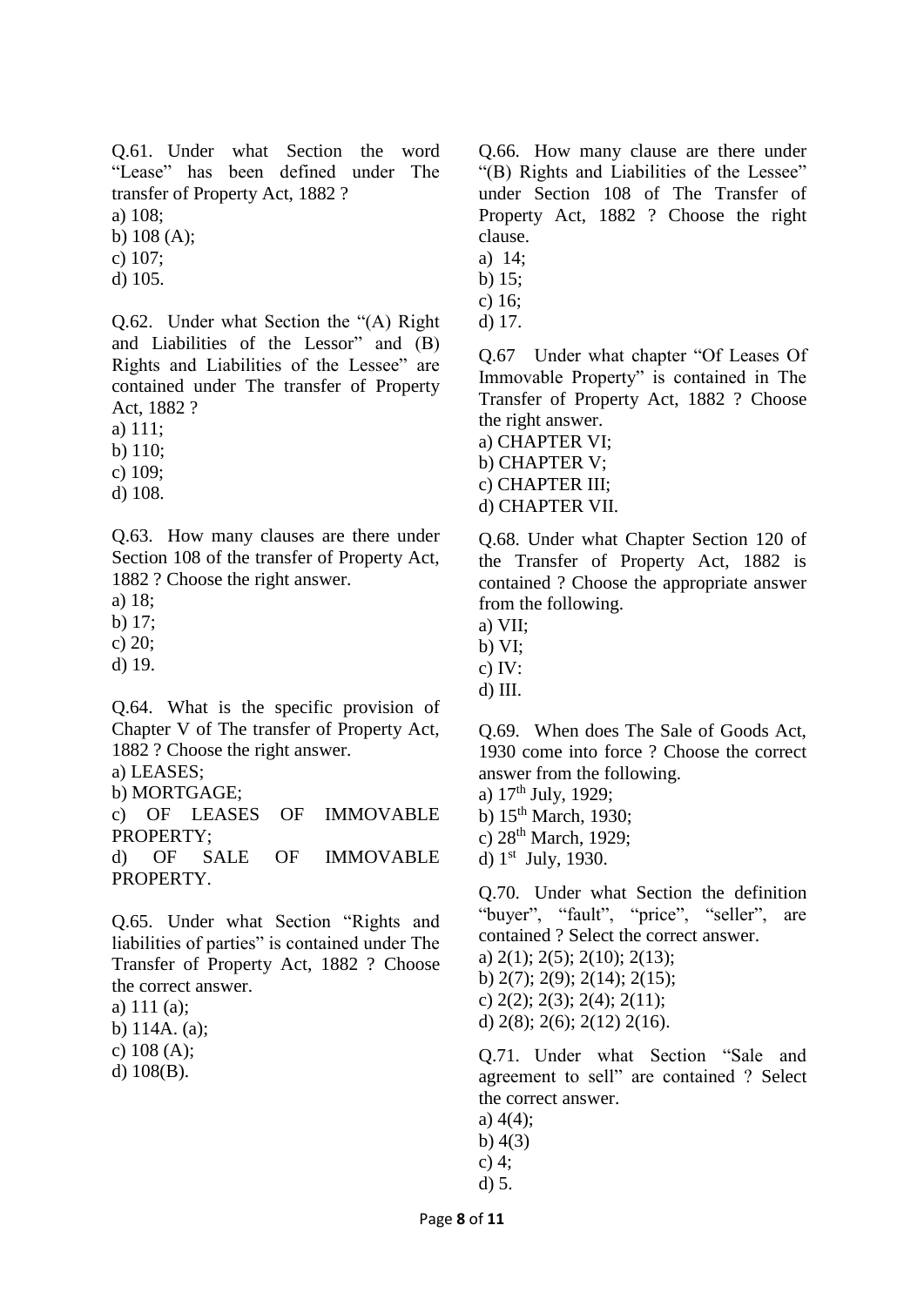Q.61. Under what Section the word "Lease" has been defined under The transfer of Property Act, 1882 ?

a) 108;
b) 108 (A);
c) 107;
d) 105.

Q.62. Under what Section the "(A) Right and Liabilities of the Lessor" and (B) Rights and Liabilities of the Lessee" are contained under The transfer of Property Act, 1882 ?

a) 111;
b) 110;
c) 109;
d) 108.

Q.63. How many clauses are there under Section 108 of the transfer of Property Act, 1882 ? Choose the right answer.

a) 18;
b) 17;
c) 20;
d) 19.

Q.64. What is the specific provision of Chapter V of The transfer of Property Act, 1882 ? Choose the right answer.

a) LEASES;
b) MORTGAGE;
c) OF LEASES OF IMMOVABLE PROPERTY;
d) OF SALE OF IMMOVABLE PROPERTY.

Q.65. Under what Section "Rights and liabilities of parties" is contained under The Transfer of Property Act, 1882 ? Choose the correct answer.

a) 111 (a);
b) 114A. (a);
c) 108 (A);
d) 108(B).

Q.66. How many clause are there under "(B) Rights and Liabilities of the Lessee" under Section 108 of The Transfer of Property Act, 1882 ? Choose the right clause.

a) 14;
b) 15;
c) 16;
d) 17.

Q.67 Under what chapter "Of Leases Of Immovable Property" is contained in The Transfer of Property Act, 1882 ? Choose the right answer.

a) CHAPTER VI;
b) CHAPTER V;
c) CHAPTER III;
d) CHAPTER VII.

Q.68. Under what Chapter Section 120 of the Transfer of Property Act, 1882 is contained ? Choose the appropriate answer from the following.

a) VII;
b) VI;
c) IV:
d) III.

Q.69. When does The Sale of Goods Act, 1930 come into force ? Choose the correct answer from the following.

a) 17th July, 1929;
b) 15th March, 1930;
c) 28th March, 1929;
d) 1st July, 1930.

Q.70. Under what Section the definition "buyer", "fault", "price", "seller", are contained ? Select the correct answer.

a) 2(1); 2(5); 2(10); 2(13);
b) 2(7); 2(9); 2(14); 2(15);
c) 2(2); 2(3); 2(4); 2(11);
d) 2(8); 2(6); 2(12) 2(16).

Q.71. Under what Section "Sale and agreement to sell" are contained ? Select the correct answer.

a) 4(4);
b) 4(3)
c) 4;
d) 5.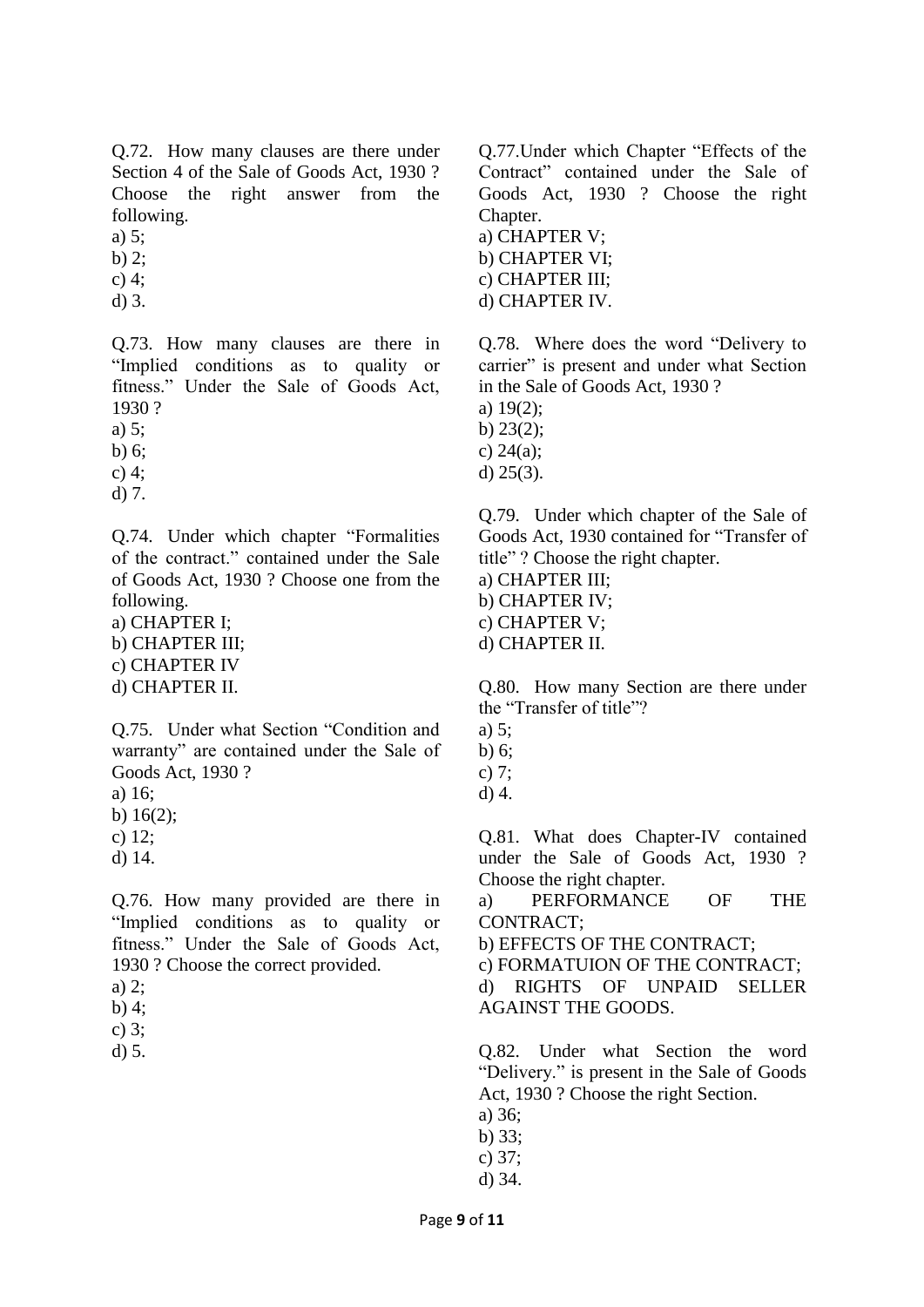Q.72. How many clauses are there under Section 4 of the Sale of Goods Act, 1930 ? Choose the right answer from the following.

a) 5;
b) 2;
c) 4;
d) 3.

Q.73. How many clauses are there in "Implied conditions as to quality or fitness." Under the Sale of Goods Act, 1930 ?

a) 5;
b) 6;
c) 4;
d) 7.

Q.74. Under which chapter "Formalities of the contract." contained under the Sale of Goods Act, 1930 ? Choose one from the following.

a) CHAPTER I;
b) CHAPTER III;
c) CHAPTER IV
d) CHAPTER II.

Q.75. Under what Section "Condition and warranty" are contained under the Sale of Goods Act, 1930 ?

a) 16;
b) 16(2);
c) 12;
d) 14.

Q.76. How many provided are there in "Implied conditions as to quality or fitness." Under the Sale of Goods Act, 1930 ? Choose the correct provided.

a) 2;
b) 4;
c) 3;
d) 5.

Q.77.Under which Chapter "Effects of the Contract" contained under the Sale of Goods Act, 1930 ? Choose the right Chapter.

a) CHAPTER V;
b) CHAPTER VI;
c) CHAPTER III;
d) CHAPTER IV.

Q.78. Where does the word "Delivery to carrier" is present and under what Section in the Sale of Goods Act, 1930 ?

a) 19(2);
b) 23(2);
c) 24(a);
d) 25(3).

Q.79. Under which chapter of the Sale of Goods Act, 1930 contained for "Transfer of title" ? Choose the right chapter.

a) CHAPTER III;
b) CHAPTER IV;
c) CHAPTER V;
d) CHAPTER II.

Q.80. How many Section are there under the "Transfer of title"?

a) 5;
b) 6;
c) 7;
d) 4.

Q.81. What does Chapter-IV contained under the Sale of Goods Act, 1930 ? Choose the right chapter.

a) PERFORMANCE OF THE CONTRACT;
b) EFFECTS OF THE CONTRACT;
c) FORMATUION OF THE CONTRACT;
d) RIGHTS OF UNPAID SELLER AGAINST THE GOODS.

Q.82. Under what Section the word "Delivery." is present in the Sale of Goods Act, 1930 ? Choose the right Section.

a) 36;
b) 33;
c) 37;
d) 34.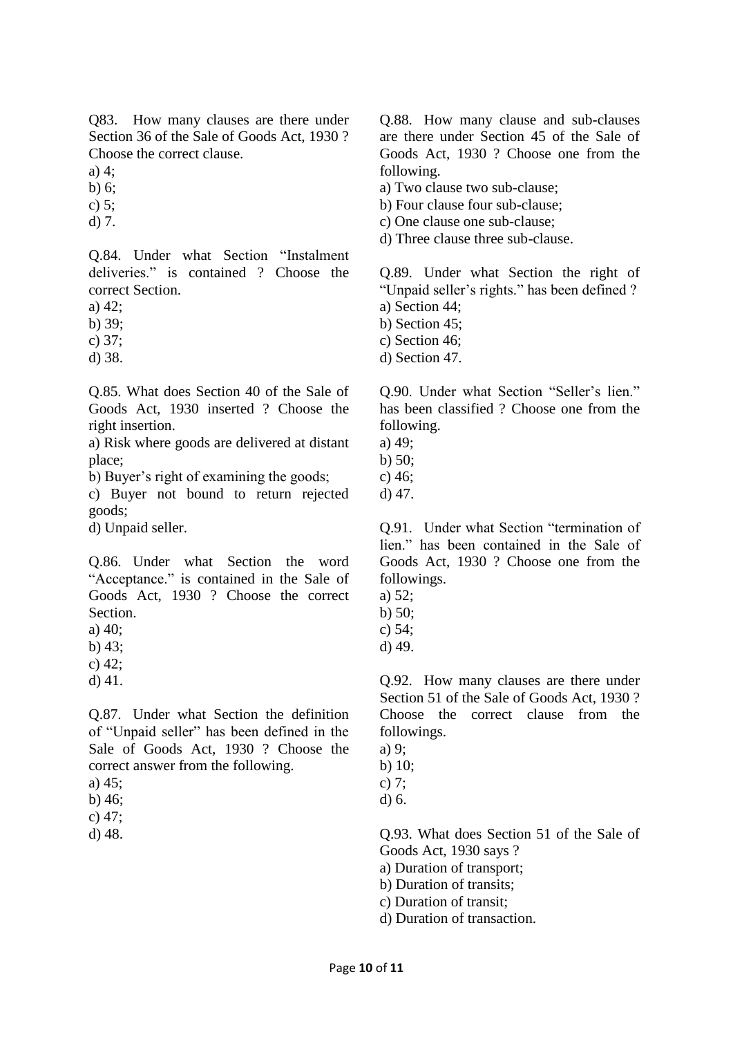Q83. How many clauses are there under Section 36 of the Sale of Goods Act, 1930 ? Choose the correct clause.

a) 4;
b) 6;
c) 5;
d) 7.

Q.84. Under what Section "Instalment deliveries." is contained ? Choose the correct Section.

a) 42;
b) 39;
c) 37;
d) 38.

Q.85. What does Section 40 of the Sale of Goods Act, 1930 inserted ? Choose the right insertion.

a) Risk where goods are delivered at distant place;
b) Buyer's right of examining the goods;
c) Buyer not bound to return rejected goods;
d) Unpaid seller.

Q.86. Under what Section the word "Acceptance." is contained in the Sale of Goods Act, 1930 ? Choose the correct Section.

a) 40;
b) 43;
c) 42;
d) 41.

Q.87. Under what Section the definition of "Unpaid seller" has been defined in the Sale of Goods Act, 1930 ? Choose the correct answer from the following.

a) 45;
b) 46;
c) 47;
d) 48.

Q.88. How many clause and sub-clauses are there under Section 45 of the Sale of Goods Act, 1930 ? Choose one from the following.

a) Two clause two sub-clause;
b) Four clause four sub-clause;
c) One clause one sub-clause;
d) Three clause three sub-clause.

Q.89. Under what Section the right of "Unpaid seller's rights." has been defined ?

a) Section 44;
b) Section 45;
c) Section 46;
d) Section 47.

Q.90. Under what Section "Seller's lien." has been classified ? Choose one from the following.

a) 49;
b) 50;
c) 46;
d) 47.

Q.91. Under what Section "termination of lien." has been contained in the Sale of Goods Act, 1930 ? Choose one from the followings.

a) 52;
b) 50;
c) 54;
d) 49.

Q.92. How many clauses are there under Section 51 of the Sale of Goods Act, 1930 ? Choose the correct clause from the followings.

a) 9;
b) 10;
c) 7;
d) 6.

Q.93. What does Section 51 of the Sale of Goods Act, 1930 says ?

a) Duration of transport;
b) Duration of transits;
c) Duration of transit;
d) Duration of transaction.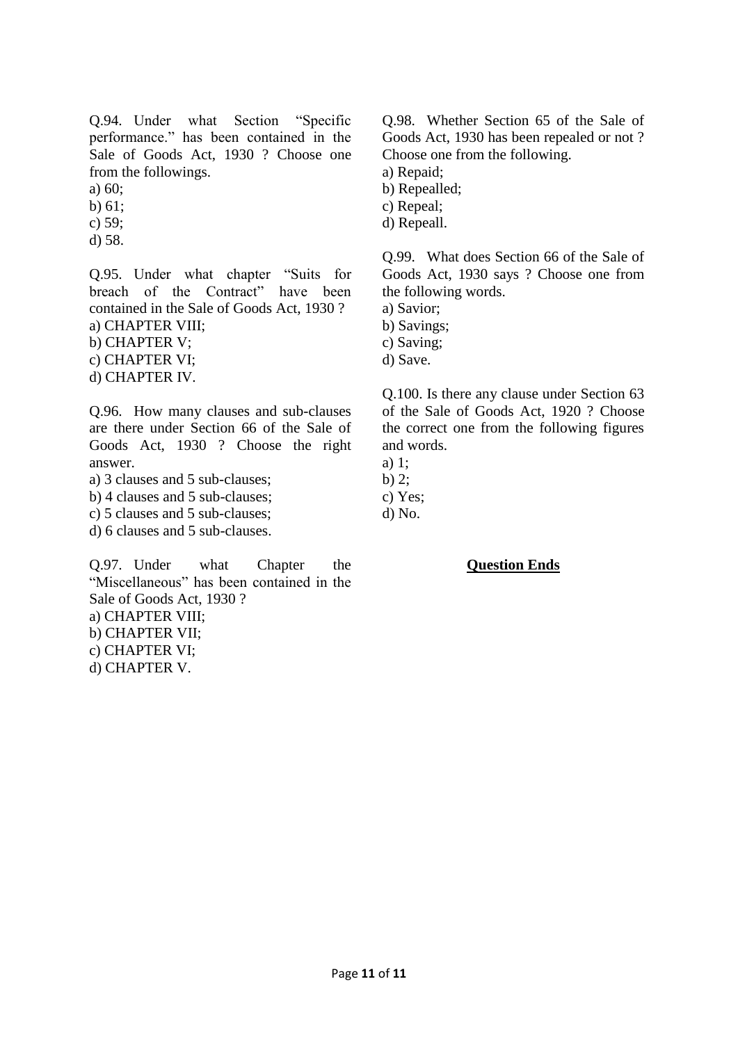Q.94. Under what Section "Specific performance." has been contained in the Sale of Goods Act, 1930 ? Choose one from the followings.

a) 60;
b) 61;
c) 59;
d) 58.

Q.95. Under what chapter "Suits for breach of the Contract" have been contained in the Sale of Goods Act, 1930 ?

a) CHAPTER VIII;
b) CHAPTER V;
c) CHAPTER VI;
d) CHAPTER IV.

Q.96. How many clauses and sub-clauses are there under Section 66 of the Sale of Goods Act, 1930 ? Choose the right answer.

a) 3 clauses and 5 sub-clauses;
b) 4 clauses and 5 sub-clauses;
c) 5 clauses and 5 sub-clauses;
d) 6 clauses and 5 sub-clauses.

Q.97. Under what Chapter the "Miscellaneous" has been contained in the Sale of Goods Act, 1930 ?

a) CHAPTER VIII;
b) CHAPTER VII;
c) CHAPTER VI;
d) CHAPTER V.

Q.98. Whether Section 65 of the Sale of Goods Act, 1930 has been repealed or not ? Choose one from the following.

a) Repaid;
b) Repealled;
c) Repeal;
d) Repeall.

Q.99. What does Section 66 of the Sale of Goods Act, 1930 says ? Choose one from the following words.

a) Savior;
b) Savings;
c) Saving;
d) Save.

Q.100. Is there any clause under Section 63 of the Sale of Goods Act, 1920 ? Choose the correct one from the following figures and words.

a) 1;
b) 2;
c) Yes;
d) No.

**<u>Question Ends</u>**